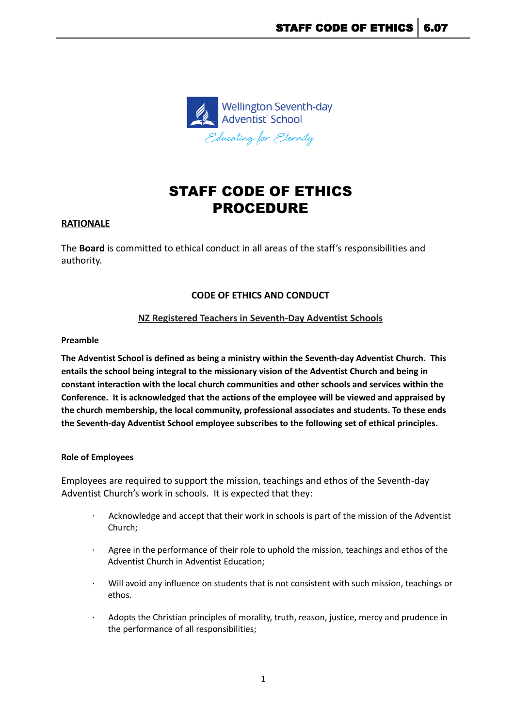# STAFF CODE OF ETHICS PROCEDURE

**RATIONALE**

The **Board** is committed to ethical conduct in all areas of the staff's responsibilities and authority.

## CODE OF ETHICS AND CONDUCT

### NZ Registered Teachers in Seventh-Day Adventist Schools

**Preamble**

**The Adventist School is defined as being a ministry within the Seventh-day Adventist Church. This entails the school being integral to the missionary vision of the Adventist Church and being in constant interaction with the local church communities and other schools and services within the Conference. It is acknowledged that the actions of the employee will be viewed and appraised by the church membership, the local community, professional associates and students. To these ends the Seventh-day Adventist School employee subscribes to the following set of ethical principles.**

**Role of Employees**

Employees are required to support the mission, teachings and ethos of the Seventh-day Adventist Church's work in schools. It is expected that they:

- Acknowledge and accept that their work in schools is part of the mission of the Adventist Church;
- Agree in the performance of their role to uphold the mission, teachings and ethos of the Adventist Church in Adventist Education;
- Will avoid any influence on students that is not consistent with such mission, teachings or ethos.
- Adopts the Christian principles of morality, truth, reason, justice, mercy and prudence in the performance of all responsibilities;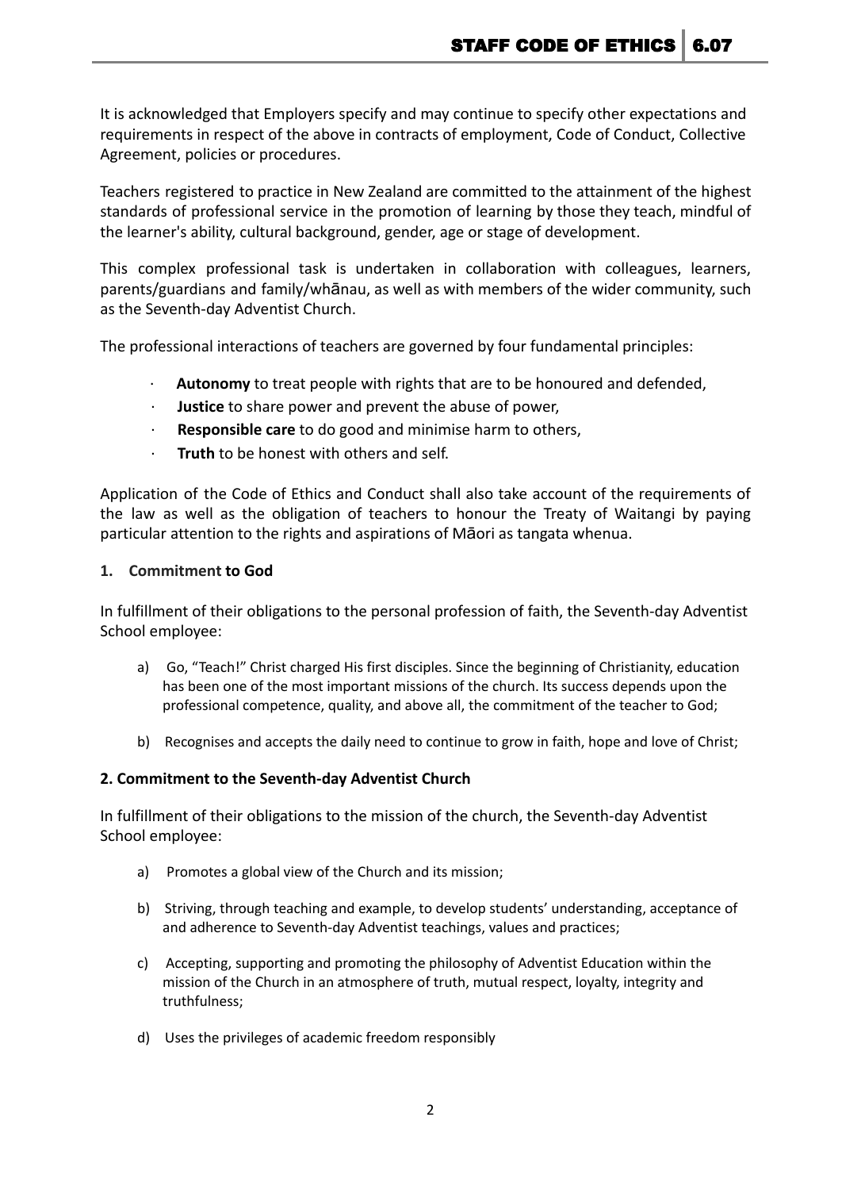It is acknowledged that Employers specify and may continue to specify other expectations and requirements in respect of the above in contracts of employment, Code of Conduct, Collective Agreement, policies or procedures.

Teachers registered to practice in New Zealand are committed to the attainment of the highest standards of professional service in the promotion of learning by those they teach, mindful of the learner's ability, cultural background, gender, age or stage of development.

This complex professional task is undertaken in collaboration with colleagues, learners, parents/guardians and family/whānau, as well as with members of the wider community, such as the Seventh-day Adventist Church.

The professional interactions of teachers are governed by four fundamental principles:

- **Autonomy** to treat people with rights that are to be honoured and defended,
- **Justice** to share power and prevent the abuse of power,
- **Responsible care** to do good and minimise harm to others,
- **Truth** to be honest with others and self.

Application of the Code of Ethics and Conduct shall also take account of the requirements of the law as well as the obligation of teachers to honour the Treaty of Waitangi by paying particular attention to the rights and aspirations of Māori as tangata whenua.

### 1. Commitment to God

In fulfillment of their obligations to the personal profession of faith, the Seventh-day Adventist School employee:

a) Go, "Teach!" Christ charged His first disciples. Since the beginning of Christianity, education has been one of the most important missions of the church. Its success depends upon the professional competence, quality, and above all, the commitment of the teacher to God;

b) Recognises and accepts the daily need to continue to grow in faith, hope and love of Christ;

### 2. Commitment to the Seventh-day Adventist Church

In fulfillment of their obligations to the mission of the church, the Seventh-day Adventist School employee:

a) Promotes a global view of the Church and its mission;

b) Striving, through teaching and example, to develop students' understanding, acceptance of and adherence to Seventh-day Adventist teachings, values and practices;

c) Accepting, supporting and promoting the philosophy of Adventist Education within the mission of the Church in an atmosphere of truth, mutual respect, loyalty, integrity and truthfulness;

d) Uses the privileges of academic freedom responsibly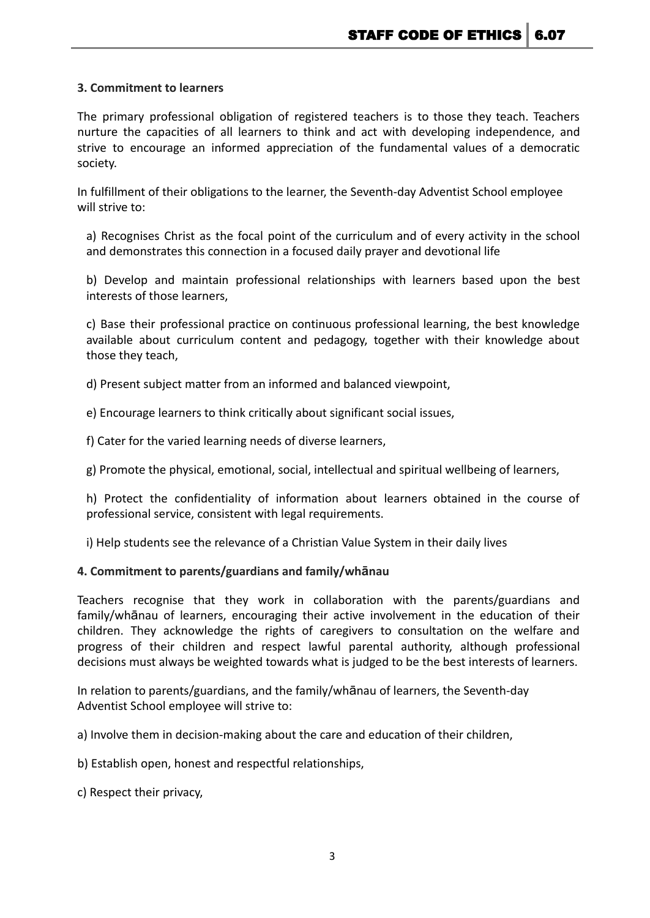**3. Commitment to learners**

The primary professional obligation of registered teachers is to those they teach. Teachers nurture the capacities of all learners to think and act with developing independence, and strive to encourage an informed appreciation of the fundamental values of a democratic society.

In fulfillment of their obligations to the learner, the Seventh-day Adventist School employee will strive to:

a) Recognises Christ as the focal point of the curriculum and of every activity in the school and demonstrates this connection in a focused daily prayer and devotional life

b) Develop and maintain professional relationships with learners based upon the best interests of those learners,

c) Base their professional practice on continuous professional learning, the best knowledge available about curriculum content and pedagogy, together with their knowledge about those they teach,

d) Present subject matter from an informed and balanced viewpoint,

e) Encourage learners to think critically about significant social issues,

f) Cater for the varied learning needs of diverse learners,

g) Promote the physical, emotional, social, intellectual and spiritual wellbeing of learners,

h) Protect the confidentiality of information about learners obtained in the course of professional service, consistent with legal requirements.

i) Help students see the relevance of a Christian Value System in their daily lives

**4. Commitment to parents/guardians and family/whānau**

Teachers recognise that they work in collaboration with the parents/guardians and family/whānau of learners, encouraging their active involvement in the education of their children. They acknowledge the rights of caregivers to consultation on the welfare and progress of their children and respect lawful parental authority, although professional decisions must always be weighted towards what is judged to be the best interests of learners.

In relation to parents/guardians, and the family/whānau of learners, the Seventh-day Adventist School employee will strive to:

a) Involve them in decision-making about the care and education of their children,

b) Establish open, honest and respectful relationships,

c) Respect their privacy,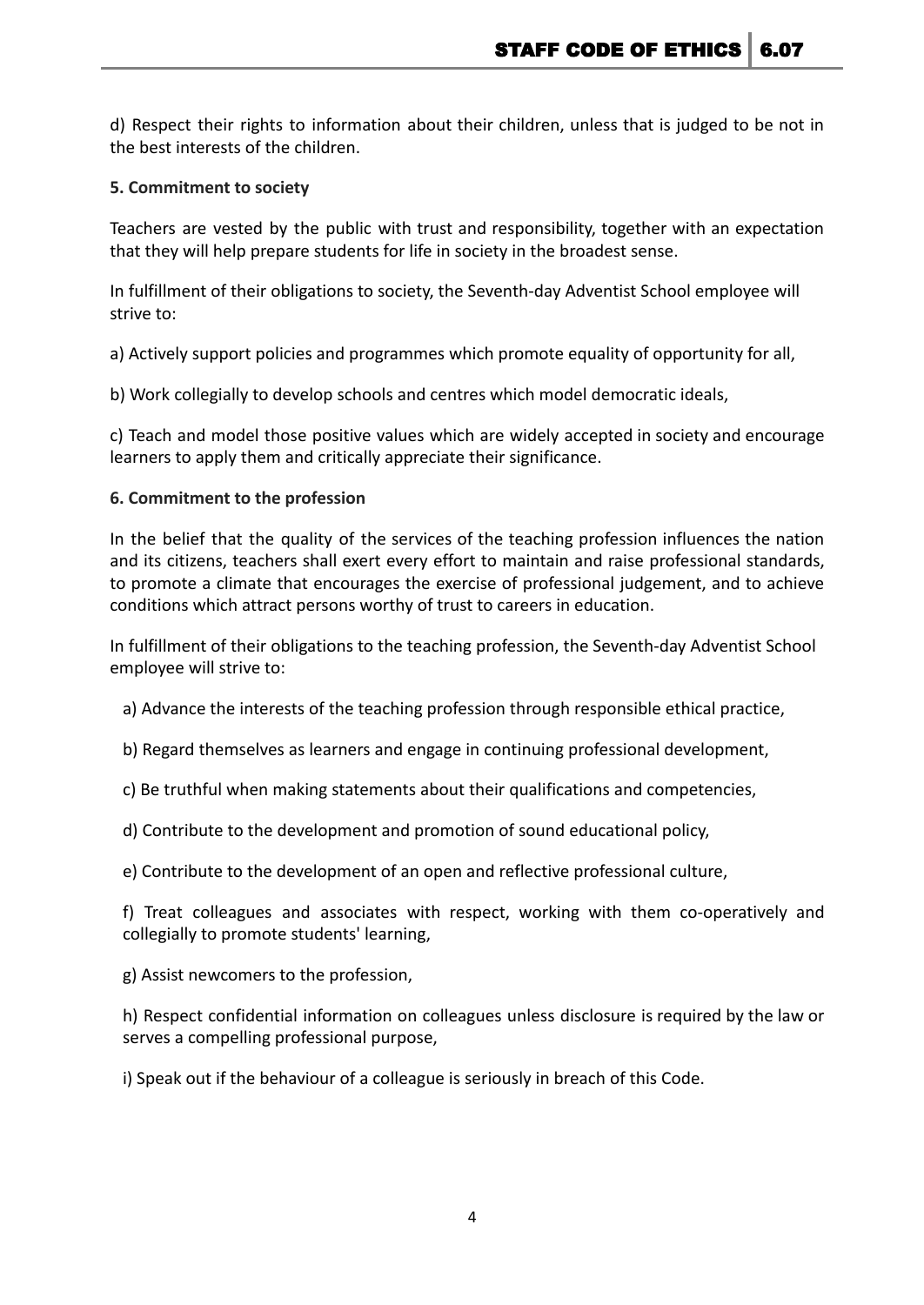d) Respect their rights to information about their children, unless that is judged to be not in the best interests of the children.

**5. Commitment to society**

Teachers are vested by the public with trust and responsibility, together with an expectation that they will help prepare students for life in society in the broadest sense.

In fulfillment of their obligations to society, the Seventh-day Adventist School employee will strive to:

a) Actively support policies and programmes which promote equality of opportunity for all,

b) Work collegially to develop schools and centres which model democratic ideals,

c) Teach and model those positive values which are widely accepted in society and encourage learners to apply them and critically appreciate their significance.

**6. Commitment to the profession**

In the belief that the quality of the services of the teaching profession influences the nation and its citizens, teachers shall exert every effort to maintain and raise professional standards, to promote a climate that encourages the exercise of professional judgement, and to achieve conditions which attract persons worthy of trust to careers in education.

In fulfillment of their obligations to the teaching profession, the Seventh-day Adventist School employee will strive to:

a) Advance the interests of the teaching profession through responsible ethical practice,

b) Regard themselves as learners and engage in continuing professional development,

c) Be truthful when making statements about their qualifications and competencies,

d) Contribute to the development and promotion of sound educational policy,

e) Contribute to the development of an open and reflective professional culture,

f) Treat colleagues and associates with respect, working with them co-operatively and collegially to promote students' learning,

g) Assist newcomers to the profession,

h) Respect confidential information on colleagues unless disclosure is required by the law or serves a compelling professional purpose,

i) Speak out if the behaviour of a colleague is seriously in breach of this Code.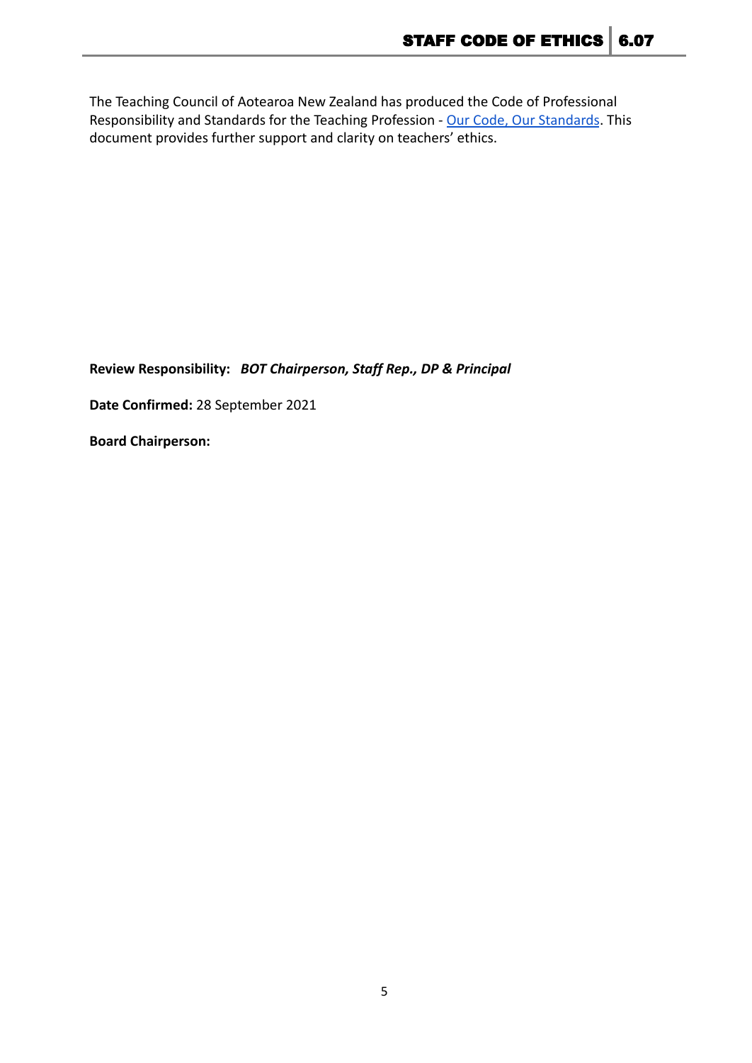The Teaching Council of Aotearoa New Zealand has produced the Code of Professional Responsibility and Standards for the Teaching Profession - Our Code, Our Standards. This document provides further support and clarity on teachers' ethics.

**Review Responsibility:** ***BOT Chairperson, Staff Rep., DP & Principal***

**Date Confirmed:** 28 September 2021

**Board Chairperson:**